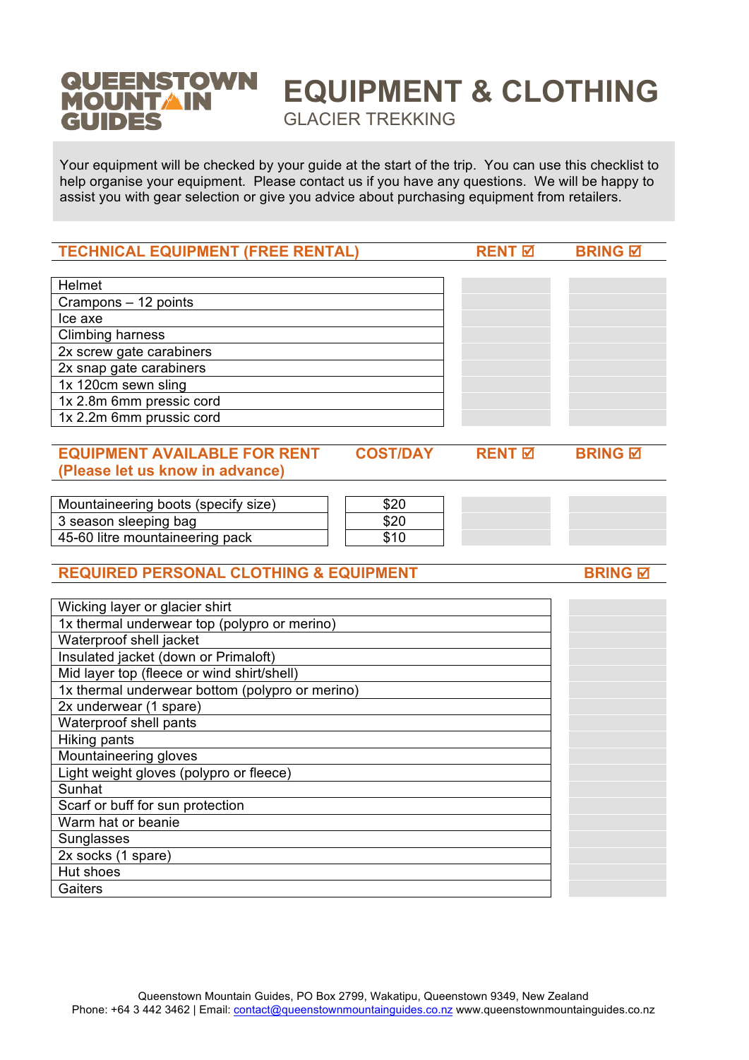QUEENSTOWN MOUNTAIN GUIDES

# EQUIPMENT & CLOTHING

## GLACIER TREKKING

Your equipment will be checked by your guide at the start of the trip. You can use this checklist to help organise your equipment. Please contact us if you have any questions. We will be happy to assist you with gear selection or give you advice about purchasing equipment from retailers.

| TECHNICAL EQUIPMENT (FREE RENTAL) | RENT ☑ | BRING ☑ |
|---|---|---|
| Helmet | | |
| Crampons – 12 points | | |
| Ice axe | | |
| Climbing harness | | |
| 2x screw gate carabiners | | |
| 2x snap gate carabiners | | |
| 1x 120cm sewn sling | | |
| 1x 2.8m 6mm pressic cord | | |
| 1x 2.2m 6mm prussic cord | | |

| EQUIPMENT AVAILABLE FOR RENT (Please let us know in advance) | COST/DAY | RENT ☑ | BRING ☑ |
|---|---|---|---|
| Mountaineering boots (specify size) | $20 | | |
| 3 season sleeping bag | $20 | | |
| 45-60 litre mountaineering pack | $10 | | |

| REQUIRED PERSONAL CLOTHING & EQUIPMENT | BRING ☑ |
|---|---|
| Wicking layer or glacier shirt | |
| 1x thermal underwear top (polypro or merino) | |
| Waterproof shell jacket | |
| Insulated jacket (down or Primaloft) | |
| Mid layer top (fleece or wind shirt/shell) | |
| 1x thermal underwear bottom (polypro or merino) | |
| 2x underwear (1 spare) | |
| Waterproof shell pants | |
| Hiking pants | |
| Mountaineering gloves | |
| Light weight gloves (polypro or fleece) | |
| Sunhat | |
| Scarf or buff for sun protection | |
| Warm hat or beanie | |
| Sunglasses | |
| 2x socks (1 spare) | |
| Hut shoes | |
| Gaiters | |

Queenstown Mountain Guides, PO Box 2799, Wakatipu, Queenstown 9349, New Zealand
Phone: +64 3 442 3462 | Email: contact@queenstownmountainguides.co.nz www.queenstownmountainguides.co.nz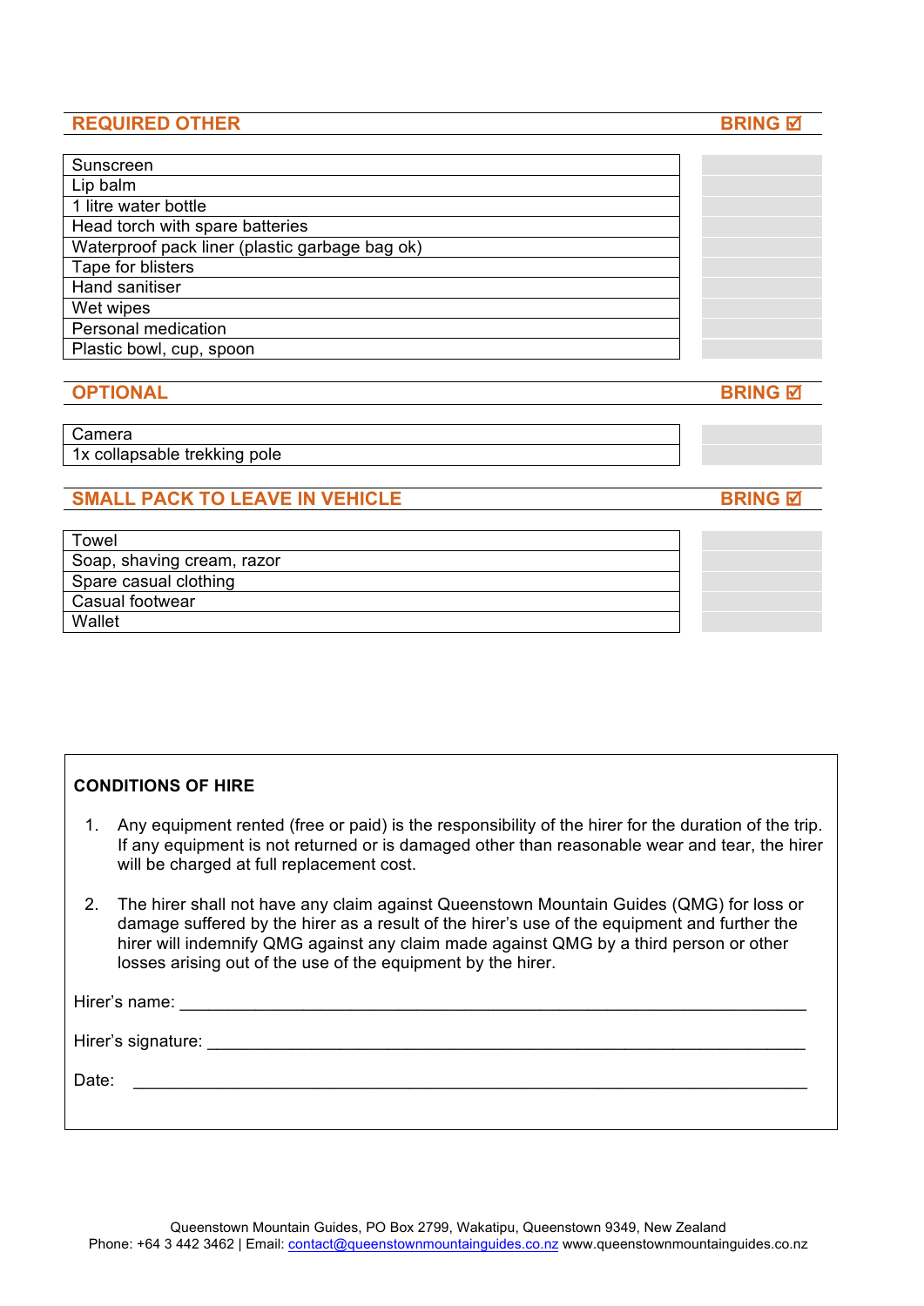| REQUIRED OTHER | BRING ☑ |
| --- | --- |
| Sunscreen | |
| Lip balm | |
| 1 litre water bottle | |
| Head torch with spare batteries | |
| Waterproof pack liner (plastic garbage bag ok) | |
| Tape for blisters | |
| Hand sanitiser | |
| Wet wipes | |
| Personal medication | |
| Plastic bowl, cup, spoon | |

| OPTIONAL | BRING ☑ |
| --- | --- |
| Camera | |
| 1x collapsable trekking pole | |

| SMALL PACK TO LEAVE IN VEHICLE | BRING ☑ |
| --- | --- |
| Towel | |
| Soap, shaving cream, razor | |
| Spare casual clothing | |
| Casual footwear | |
| Wallet | |

**CONDITIONS OF HIRE**

1. Any equipment rented (free or paid) is the responsibility of the hirer for the duration of the trip. If any equipment is not returned or is damaged other than reasonable wear and tear, the hirer will be charged at full replacement cost.

2. The hirer shall not have any claim against Queenstown Mountain Guides (QMG) for loss or damage suffered by the hirer as a result of the hirer's use of the equipment and further the hirer will indemnify QMG against any claim made against QMG by a third person or other losses arising out of the use of the equipment by the hirer.

Hirer's name: ______________________________________________

Hirer's signature: ______________________________________________

Date: ______________________________________________

Queenstown Mountain Guides, PO Box 2799, Wakatipu, Queenstown 9349, New Zealand
Phone: +64 3 442 3462 | Email: contact@queenstownmountainguides.co.nz www.queenstownmountainguides.co.nz